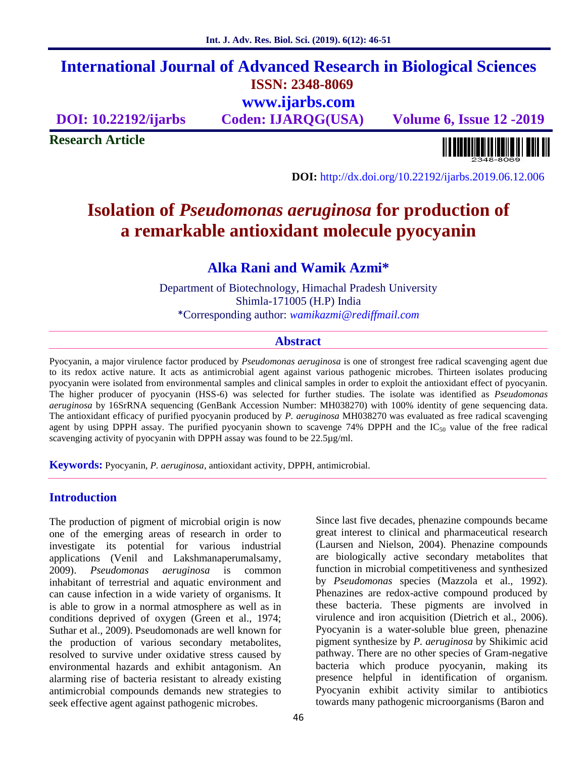# International Journal of Advanced Research in Biological Sciences

**ISSN: 2348-8069**

**www.ijarbs.com**

**DOI: 10.22192/ijarbs** **Coden: IJARQG(USA)** **Volume 6, Issue 12 -2019**

**Research Article**

**DOI:** http://dx.doi.org/10.22192/ijarbs.2019.06.12.006

# Isolation of *Pseudomonas aeruginosa* for production of a remarkable antioxidant molecule pyocyanin

## Alka Rani and Wamik Azmi*

Department of Biotechnology, Himachal Pradesh University
Shimla-171005 (H.P) India
*Corresponding author: *wamikazmi@rediffmail.com*

## Abstract

Pyocyanin, a major virulence factor produced by *Pseudomonas aeruginosa* is one of strongest free radical scavenging agent due to its redox active nature. It acts as antimicrobial agent against various pathogenic microbes. Thirteen isolates producing pyocyanin were isolated from environmental samples and clinical samples in order to exploit the antioxidant effect of pyocyanin. The higher producer of pyocyanin (HSS-6) was selected for further studies. The isolate was identified as *Pseudomonas aeruginosa* by 16SrRNA sequencing (GenBank Accession Number: MH038270) with 100% identity of gene sequencing data. The antioxidant efficacy of purified pyocyanin produced by *P. aeruginosa* MH038270 was evaluated as free radical scavenging agent by using DPPH assay. The purified pyocyanin shown to scavenge 74% DPPH and the $IC_{50}$ value of the free radical scavenging activity of pyocyanin with DPPH assay was found to be 22.5µg/ml.

**Keywords:** Pyocyanin, *P. aeruginosa*, antioxidant activity, DPPH, antimicrobial.

## Introduction

The production of pigment of microbial origin is now one of the emerging areas of research in order to investigate its potential for various industrial applications (Venil and Lakshmanaperumalsamy, 2009). *Pseudomonas aeruginosa* is common inhabitant of terrestrial and aquatic environment and can cause infection in a wide variety of organisms. It is able to grow in a normal atmosphere as well as in conditions deprived of oxygen (Green et al., 1974; Suthar et al., 2009). Pseudomonads are well known for the production of various secondary metabolites, resolved to survive under oxidative stress caused by environmental hazards and exhibit antagonism. An alarming rise of bacteria resistant to already existing antimicrobial compounds demands new strategies to seek effective agent against pathogenic microbes.

Since last five decades, phenazine compounds became great interest to clinical and pharmaceutical research (Laursen and Nielson, 2004). Phenazine compounds are biologically active secondary metabolites that function in microbial competitiveness and synthesized by *Pseudomonas* species (Mazzola et al., 1992). Phenazines are redox-active compound produced by these bacteria. These pigments are involved in virulence and iron acquisition (Dietrich et al., 2006). Pyocyanin is a water-soluble blue green, phenazine pigment synthesize by *P. aeruginosa* by Shikimic acid pathway. There are no other species of Gram-negative bacteria which produce pyocyanin, making its presence helpful in identification of organism. Pyocyanin exhibit activity similar to antibiotics towards many pathogenic microorganisms (Baron and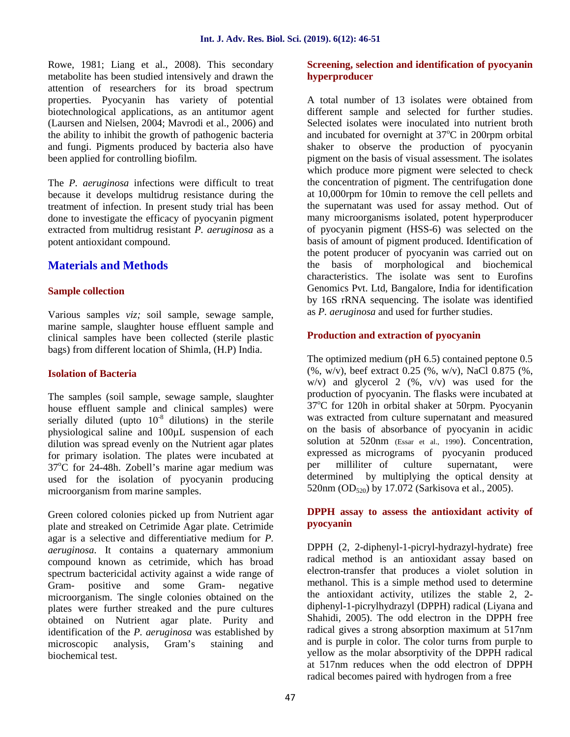Rowe, 1981; Liang et al., 2008). This secondary metabolite has been studied intensively and drawn the attention of researchers for its broad spectrum properties. Pyocyanin has variety of potential biotechnological applications, as an antitumor agent (Laursen and Nielsen, 2004; Mavrodi et al., 2006) and the ability to inhibit the growth of pathogenic bacteria and fungi. Pigments produced by bacteria also have been applied for controlling biofilm.

The *P. aeruginosa* infections were difficult to treat because it develops multidrug resistance during the treatment of infection. In present study trial has been done to investigate the efficacy of pyocyanin pigment extracted from multidrug resistant *P. aeruginosa* as a potent antioxidant compound.

## Materials and Methods

### Sample collection

Various samples *viz;* soil sample, sewage sample, marine sample, slaughter house effluent sample and clinical samples have been collected (sterile plastic bags) from different location of Shimla, (H.P) India.

### Isolation of Bacteria

The samples (soil sample, sewage sample, slaughter house effluent sample and clinical samples) were serially diluted (upto $10^{-8}$ dilutions) in the sterile physiological saline and 100µL suspension of each dilution was spread evenly on the Nutrient agar plates for primary isolation. The plates were incubated at 37°C for 24-48h. Zobell's marine agar medium was used for the isolation of pyocyanin producing microorganism from marine samples.

Green colored colonies picked up from Nutrient agar plate and streaked on Cetrimide Agar plate. Cetrimide agar is a selective and differentiative medium for *P. aeruginosa*. It contains a quaternary ammonium compound known as cetrimide, which has broad spectrum bactericidal activity against a wide range of Gram- positive and some Gram- negative microorganism. The single colonies obtained on the plates were further streaked and the pure cultures obtained on Nutrient agar plate. Purity and identification of the *P. aeruginosa* was established by microscopic analysis, Gram's staining and biochemical test.

### Screening, selection and identification of pyocyanin hyperproducer

A total number of 13 isolates were obtained from different sample and selected for further studies. Selected isolates were inoculated into nutrient broth and incubated for overnight at 37°C in 200rpm orbital shaker to observe the production of pyocyanin pigment on the basis of visual assessment. The isolates which produce more pigment were selected to check the concentration of pigment. The centrifugation done at 10,000rpm for 10min to remove the cell pellets and the supernatant was used for assay method. Out of many microorganisms isolated, potent hyperproducer of pyocyanin pigment (HSS-6) was selected on the basis of amount of pigment produced. Identification of the potent producer of pyocyanin was carried out on the basis of morphological and biochemical characteristics. The isolate was sent to Eurofins Genomics Pvt. Ltd, Bangalore, India for identification by 16S rRNA sequencing. The isolate was identified as *P. aeruginosa* and used for further studies.

### Production and extraction of pyocyanin

The optimized medium (pH 6.5) contained peptone 0.5 (%, w/v), beef extract 0.25 (%, w/v), NaCl 0.875 (%, w/v) and glycerol 2 (%, v/v) was used for the production of pyocyanin. The flasks were incubated at 37°C for 120h in orbital shaker at 50rpm. Pyocyanin was extracted from culture supernatant and measured on the basis of absorbance of pyocyanin in acidic solution at 520nm (Essar et al., 1990). Concentration, expressed as micrograms of pyocyanin produced per milliliter of culture supernatant, were determined by multiplying the optical density at 520nm ($OD_{520}$) by 17.072 (Sarkisova et al., 2005).

### DPPH assay to assess the antioxidant activity of pyocyanin

DPPH (2, 2-diphenyl-1-picryl-hydrazyl-hydrate) free radical method is an antioxidant assay based on electron-transfer that produces a violet solution in methanol. This is a simple method used to determine the antioxidant activity, utilizes the stable 2, 2-diphenyl-1-picrylhydrazyl (DPPH) radical (Liyana and Shahidi, 2005). The odd electron in the DPPH free radical gives a strong absorption maximum at 517nm and is purple in color. The color turns from purple to yellow as the molar absorptivity of the DPPH radical at 517nm reduces when the odd electron of DPPH radical becomes paired with hydrogen from a free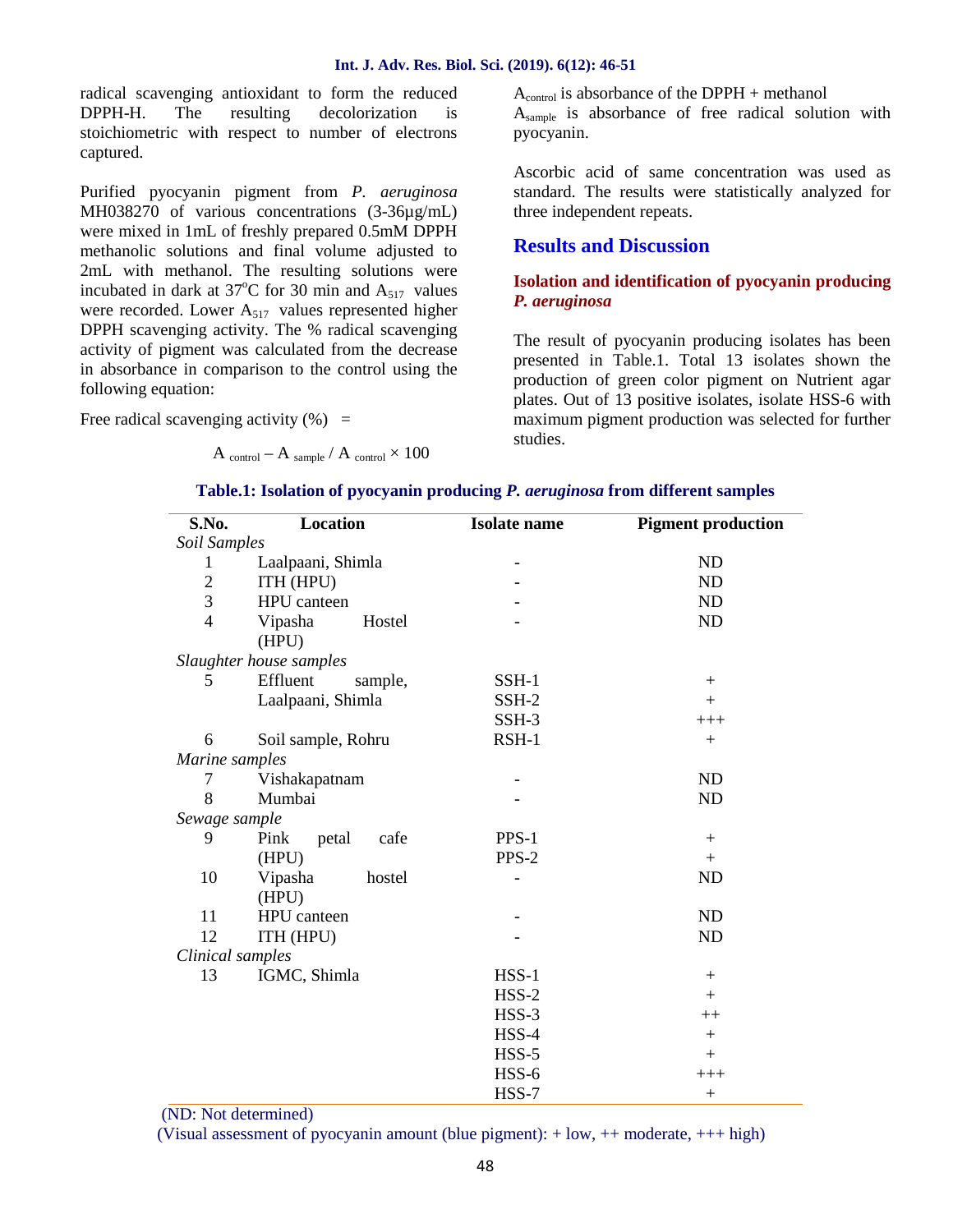radical scavenging antioxidant to form the reduced DPPH-H. The resulting decolorization is stoichiometric with respect to number of electrons captured.

Purified pyocyanin pigment from *P. aeruginosa* MH038270 of various concentrations (3-36µg/mL) were mixed in 1mL of freshly prepared 0.5mM DPPH methanolic solutions and final volume adjusted to 2mL with methanol. The resulting solutions were incubated in dark at 37°C for 30 min and $A_{517}$ values were recorded. Lower $A_{517}$ values represented higher DPPH scavenging activity. The % radical scavenging activity of pigment was calculated from the decrease in absorbance in comparison to the control using the following equation:

Free radical scavenging activity (%) =

$$A_{control} - A_{sample} / A_{control} \times 100$$

$A_{control}$ is absorbance of the DPPH + methanol
$A_{sample}$ is absorbance of free radical solution with pyocyanin.

Ascorbic acid of same concentration was used as standard. The results were statistically analyzed for three independent repeats.

## Results and Discussion

### Isolation and identification of pyocyanin producing *P. aeruginosa*

The result of pyocyanin producing isolates has been presented in Table.1. Total 13 isolates shown the production of green color pigment on Nutrient agar plates. Out of 13 positive isolates, isolate HSS-6 with maximum pigment production was selected for further studies.

**Table.1: Isolation of pyocyanin producing *P. aeruginosa* from different samples**

| S.No. | Location | Isolate name | Pigment production |
|---|---|---|---|
| *Soil Samples* | | | |
| 1 | Laalpaani, Shimla | - | ND |
| 2 | ITH (HPU) | - | ND |
| 3 | HPU canteen | - | ND |
| 4 | Vipasha Hostel (HPU) | - | ND |
| *Slaughter house samples* | | | |
| 5 | Effluent sample, Laalpaani, Shimla | SSH-1 | + |
| | | SSH-2 | + |
| | | SSH-3 | +++ |
| 6 | Soil sample, Rohru | RSH-1 | + |
| *Marine samples* | | | |
| 7 | Vishakapatnam | - | ND |
| 8 | Mumbai | - | ND |
| *Sewage sample* | | | |
| 9 | Pink petal cafe (HPU) | PPS-1 | + |
| | | PPS-2 | + |
| 10 | Vipasha hostel (HPU) | - | ND |
| 11 | HPU canteen | - | ND |
| 12 | ITH (HPU) | - | ND |
| *Clinical samples* | | | |
| 13 | IGMC, Shimla | HSS-1 | + |
| | | HSS-2 | + |
| | | HSS-3 | ++ |
| | | HSS-4 | + |
| | | HSS-5 | + |
| | | HSS-6 | +++ |
| | | HSS-7 | + |

(ND: Not determined)
(Visual assessment of pyocyanin amount (blue pigment): + low, ++ moderate, +++ high)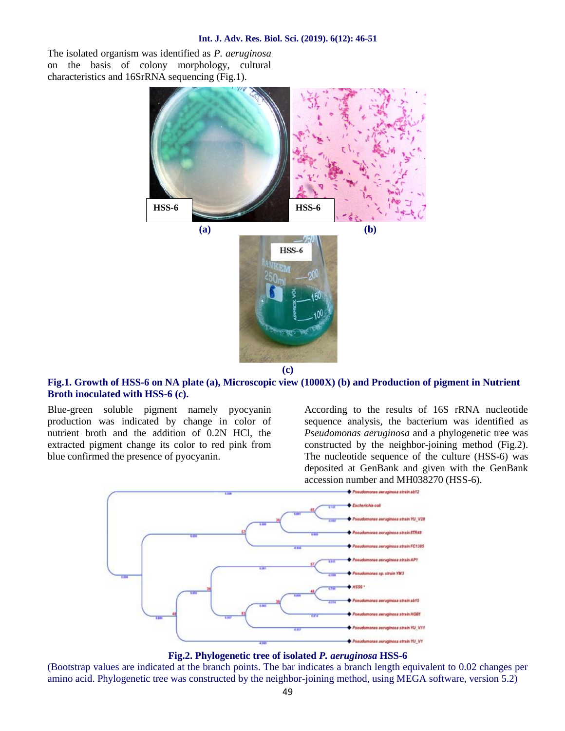The isolated organism was identified as *P. aeruginosa* on the basis of colony morphology, cultural characteristics and 16SrRNA sequencing (Fig.1).

**Fig.1. Growth of HSS-6 on NA plate (a), Microscopic view (1000X) (b) and Production of pigment in Nutrient Broth inoculated with HSS-6 (c).**

Blue-green soluble pigment namely pyocyanin production was indicated by change in color of nutrient broth and the addition of 0.2N HCl, the extracted pigment change its color to red pink from blue confirmed the presence of pyocyanin.

According to the results of 16S rRNA nucleotide sequence analysis, the bacterium was identified as *Pseudomonas aeruginosa* and a phylogenetic tree was constructed by the neighbor-joining method (Fig.2). The nucleotide sequence of the culture (HSS-6) was deposited at GenBank and given with the GenBank accession number and MH038270 (HSS-6).

**Fig.2. Phylogenetic tree of isolated *P. aeruginosa* HSS-6**

(Bootstrap values are indicated at the branch points. The bar indicates a branch length equivalent to 0.02 changes per amino acid. Phylogenetic tree was constructed by the neighbor-joining method, using MEGA software, version 5.2)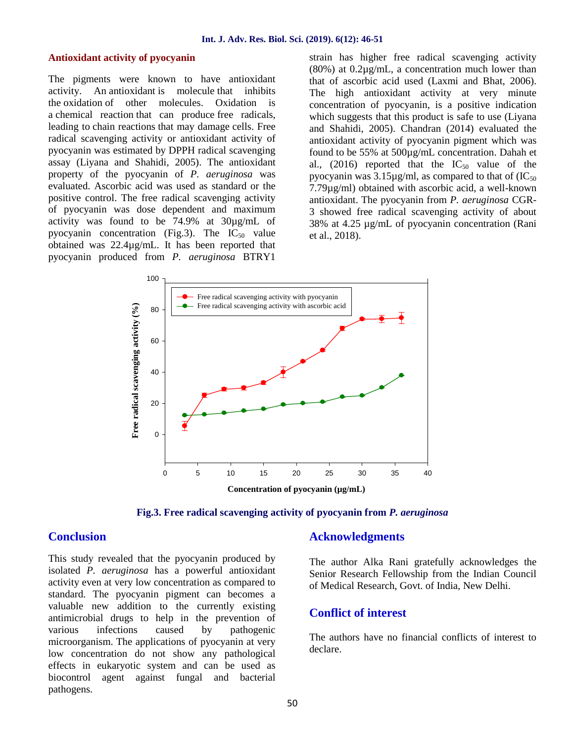### Antioxidant activity of pyocyanin

The pigments were known to have antioxidant activity. An antioxidant is molecule that inhibits the oxidation of other molecules. Oxidation is a chemical reaction that can produce free radicals, leading to chain reactions that may damage cells. Free radical scavenging activity or antioxidant activity of pyocyanin was estimated by DPPH radical scavenging assay (Liyana and Shahidi, 2005). The antioxidant property of the pyocyanin of *P. aeruginosa* was evaluated. Ascorbic acid was used as standard or the positive control. The free radical scavenging activity of pyocyanin was dose dependent and maximum activity was found to be 74.9% at 30µg/mL of pyocyanin concentration (Fig.3). The $IC_{50}$ value obtained was 22.4µg/mL. It has been reported that pyocyanin produced from *P. aeruginosa* BTRY1 strain has higher free radical scavenging activity (80%) at 0.2µg/mL, a concentration much lower than that of ascorbic acid used (Laxmi and Bhat, 2006). The high antioxidant activity at very minute concentration of pyocyanin, is a positive indication which suggests that this product is safe to use (Liyana and Shahidi, 2005). Chandran (2014) evaluated the antioxidant activity of pyocyanin pigment which was found to be 55% at 500µg/mL concentration. Dahah et al., (2016) reported that the $IC_{50}$ value of the pyocyanin was 3.15µg/ml, as compared to that of ($IC_{50}$ 7.79µg/ml) obtained with ascorbic acid, a well-known antioxidant. The pyocyanin from *P. aeruginosa* CGR-3 showed free radical scavenging activity of about 38% at 4.25 µg/mL of pyocyanin concentration (Rani et al., 2018).

**Fig.3. Free radical scavenging activity of pyocyanin from *P. aeruginosa***

## Conclusion

This study revealed that the pyocyanin produced by isolated *P. aeruginosa* has a powerful antioxidant activity even at very low concentration as compared to standard. The pyocyanin pigment can becomes a valuable new addition to the currently existing antimicrobial drugs to help in the prevention of various infections caused by pathogenic microorganism. The applications of pyocyanin at very low concentration do not show any pathological effects in eukaryotic system and can be used as biocontrol agent against fungal and bacterial pathogens.

## Acknowledgments

The author Alka Rani gratefully acknowledges the Senior Research Fellowship from the Indian Council of Medical Research, Govt. of India, New Delhi.

## Conflict of interest

The authors have no financial conflicts of interest to declare.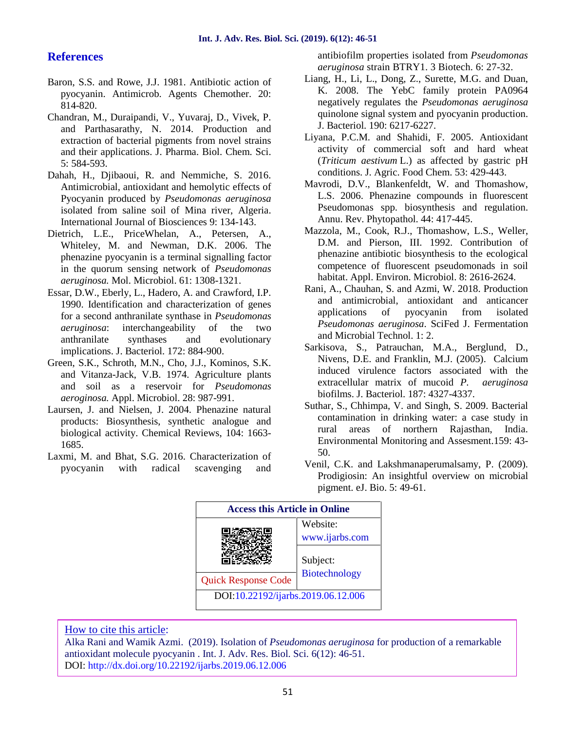## References

Baron, S.S. and Rowe, J.J. 1981. Antibiotic action of pyocyanin. Antimicrob. Agents Chemother. 20: 814-820.

Chandran, M., Duraipandi, V., Yuvaraj, D., Vivek, P. and Parthasarathy, N. 2014. Production and extraction of bacterial pigments from novel strains and their applications. J. Pharma. Biol. Chem. Sci. 5: 584-593.

Dahah, H., Djibaoui, R. and Nemmiche, S. 2016. Antimicrobial, antioxidant and hemolytic effects of Pyocyanin produced by *Pseudomonas aeruginosa* isolated from saline soil of Mina river, Algeria. International Journal of Biosciences 9: 134-143.

Dietrich, L.E., PriceWhelan, A., Petersen, A., Whiteley, M. and Newman, D.K. 2006. The phenazine pyocyanin is a terminal signalling factor in the quorum sensing network of *Pseudomonas aeruginosa.* Mol. Microbiol. 61: 1308-1321.

Essar, D.W., Eberly, L., Hadero, A. and Crawford, I.P. 1990. Identification and characterization of genes for a second anthranilate synthase in *Pseudomonas aeruginosa*: interchangeability of the two anthranilate synthases and evolutionary implications. J. Bacteriol. 172: 884-900.

Green, S.K., Schroth, M.N., Cho, J.J., Kominos, S.K. and Vitanza-Jack, V.B. 1974. Agriculture plants and soil as a reservoir for *Pseudomonas aeroginosa.* Appl. Microbiol. 28: 987-991.

Laursen, J. and Nielsen, J. 2004. Phenazine natural products: Biosynthesis, synthetic analogue and biological activity. Chemical Reviews, 104: 1663-1685.

Laxmi, M. and Bhat, S.G. 2016. Characterization of pyocyanin with radical scavenging and antibiofilm properties isolated from *Pseudomonas aeruginosa* strain BTRY1. 3 Biotech. 6: 27-32.

Liang, H., Li, L., Dong, Z., Surette, M.G. and Duan, K. 2008. The YebC family protein PA0964 negatively regulates the *Pseudomonas aeruginosa* quinolone signal system and pyocyanin production. J. Bacteriol. 190: 6217-6227.

Liyana, P.C.M. and Shahidi, F. 2005. Antioxidant activity of commercial soft and hard wheat (*Triticum aestivum* L.) as affected by gastric pH conditions. J. Agric. Food Chem. 53: 429-443.

Mavrodi, D.V., Blankenfeldt, W. and Thomashow, L.S. 2006. Phenazine compounds in fluorescent Pseudomonas spp. biosynthesis and regulation. Annu. Rev. Phytopathol. 44: 417-445.

Mazzola, M., Cook, R.J., Thomashow, L.S., Weller, D.M. and Pierson, III. 1992. Contribution of phenazine antibiotic biosynthesis to the ecological competence of fluorescent pseudomonads in soil habitat. Appl. Environ. Microbiol. 8: 2616-2624.

Rani, A., Chauhan, S. and Azmi, W. 2018. Production and antimicrobial, antioxidant and anticancer applications of pyocyanin from isolated *Pseudomonas aeruginosa*. SciFed J. Fermentation and Microbial Technol. 1: 2.

Sarkisova, S., Patrauchan, M.A., Berglund, D., Nivens, D.E. and Franklin, M.J. (2005). Calcium induced virulence factors associated with the extracellular matrix of mucoid *P. aeruginosa* biofilms. J. Bacteriol. 187: 4327-4337.

Suthar, S., Chhimpa, V. and Singh, S. 2009. Bacterial contamination in drinking water: a case study in rural areas of northern Rajasthan, India. Environmental Monitoring and Assesment.159: 43-50.

Venil, C.K. and Lakshmanaperumalsamy, P. (2009). Prodigiosin: An insightful overview on microbial pigment. eJ. Bio. 5: 49-61.

| Access this Article in Online | |
|---|---|
| Quick Response Code | Website: www.ijarbs.com |
| | Subject: Biotechnology |
| DOI:10.22192/ijarbs.2019.06.12.006 | |

How to cite this article:
Alka Rani and Wamik Azmi. (2019). Isolation of *Pseudomonas aeruginosa* for production of a remarkable antioxidant molecule pyocyanin . Int. J. Adv. Res. Biol. Sci. 6(12): 46-51.
DOI: http://dx.doi.org/10.22192/ijarbs.2019.06.12.006